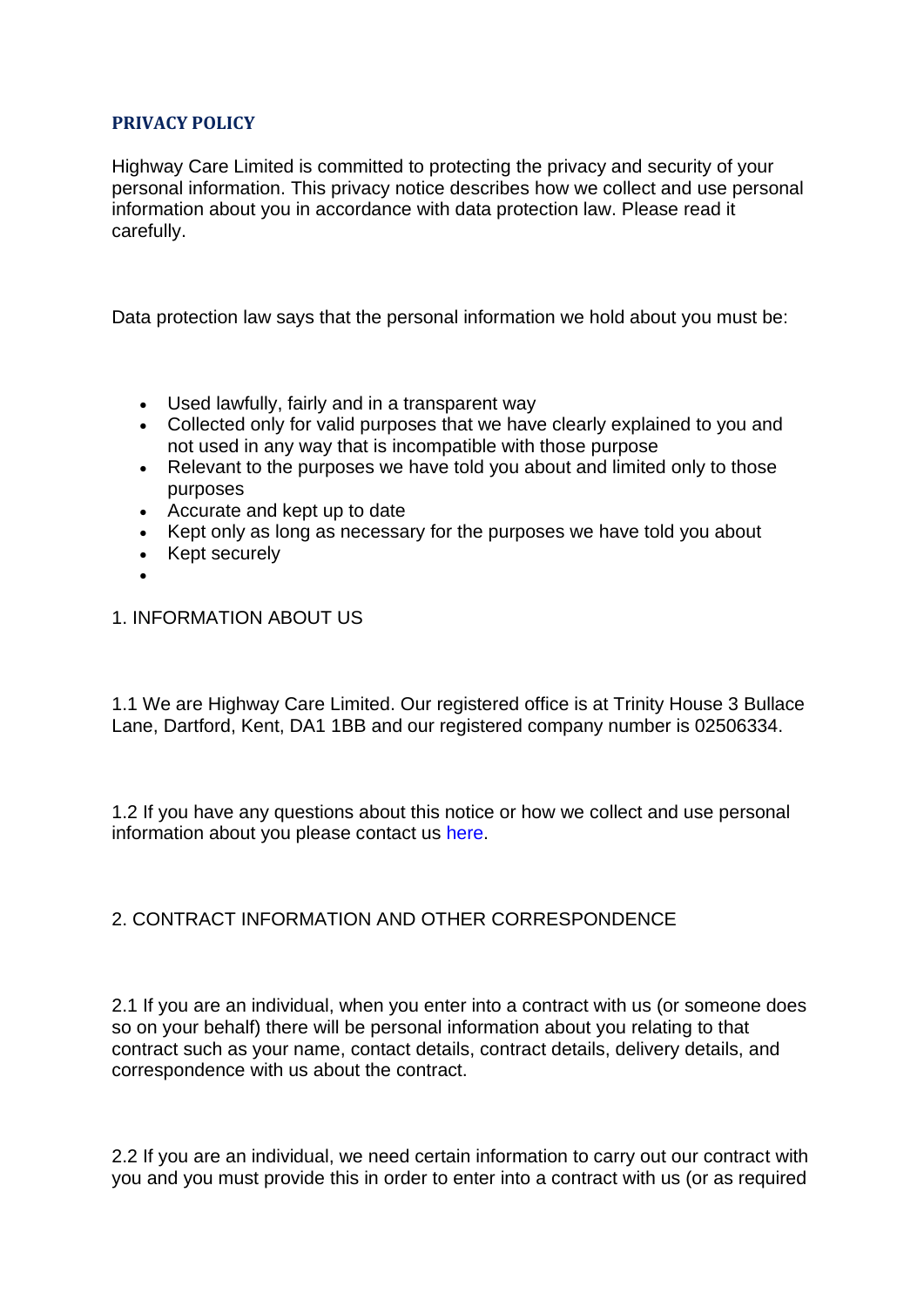# PRIVACY POLICY

Highway Care Limited is committed to protecting the privacy and security of your personal information. This privacy notice describes how we collect and use personal information about you in accordance with data protection law. Please read it carefully.

Data protection law says that the personal information we hold about you must be:

- Used lawfully, fairly and in a transparent way
- Collected only for valid purposes that we have clearly explained to you and not used in any way that is incompatible with those purpose
- Relevant to the purposes we have told you about and limited only to those purposes
- Accurate and kept up to date
- Kept only as long as necessary for the purposes we have told you about
- Kept securely

## 1. INFORMATION ABOUT US

1.1 We are Highway Care Limited. Our registered office is at Trinity House 3 Bullace Lane, Dartford, Kent, DA1 1BB and our registered company number is 02506334.

1.2 If you have any questions about this notice or how we collect and use personal information about you please contact us here.

## 2. CONTRACT INFORMATION AND OTHER CORRESPONDENCE

2.1 If you are an individual, when you enter into a contract with us (or someone does so on your behalf) there will be personal information about you relating to that contract such as your name, contact details, contract details, delivery details, and correspondence with us about the contract.

2.2 If you are an individual, we need certain information to carry out our contract with you and you must provide this in order to enter into a contract with us (or as required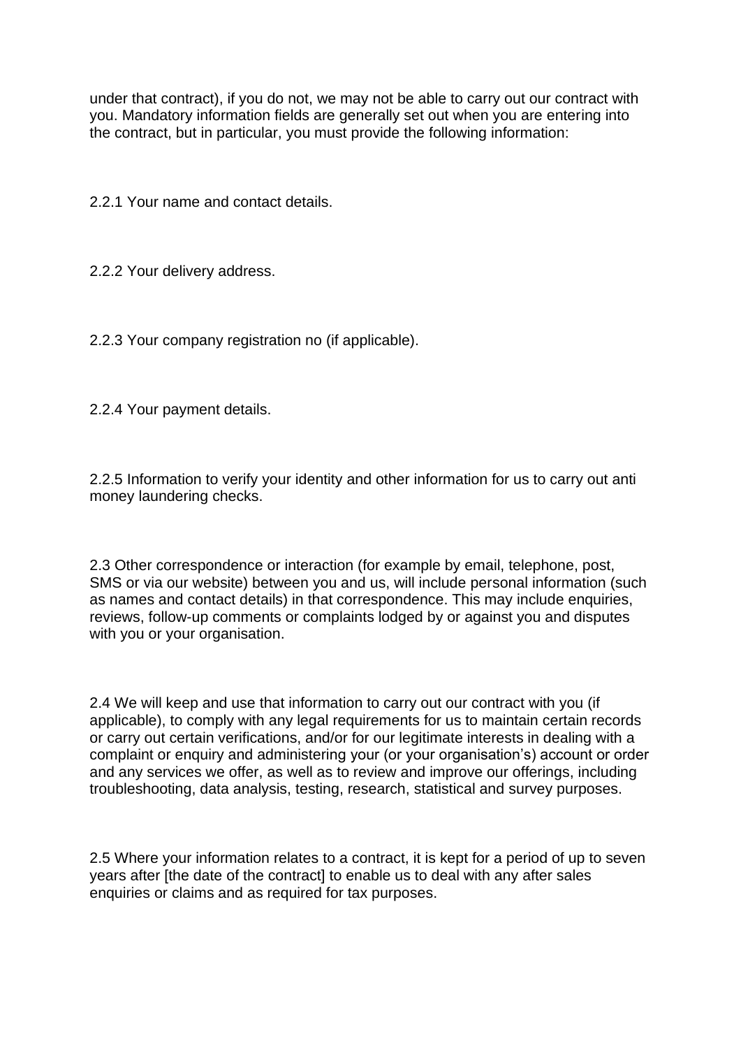under that contract), if you do not, we may not be able to carry out our contract with you. Mandatory information fields are generally set out when you are entering into the contract, but in particular, you must provide the following information:

2.2.1 Your name and contact details.

2.2.2 Your delivery address.

2.2.3 Your company registration no (if applicable).

2.2.4 Your payment details.

2.2.5 Information to verify your identity and other information for us to carry out anti money laundering checks.

2.3 Other correspondence or interaction (for example by email, telephone, post, SMS or via our website) between you and us, will include personal information (such as names and contact details) in that correspondence. This may include enquiries, reviews, follow-up comments or complaints lodged by or against you and disputes with you or your organisation.

2.4 We will keep and use that information to carry out our contract with you (if applicable), to comply with any legal requirements for us to maintain certain records or carry out certain verifications, and/or for our legitimate interests in dealing with a complaint or enquiry and administering your (or your organisation's) account or order and any services we offer, as well as to review and improve our offerings, including troubleshooting, data analysis, testing, research, statistical and survey purposes.

2.5 Where your information relates to a contract, it is kept for a period of up to seven years after [the date of the contract] to enable us to deal with any after sales enquiries or claims and as required for tax purposes.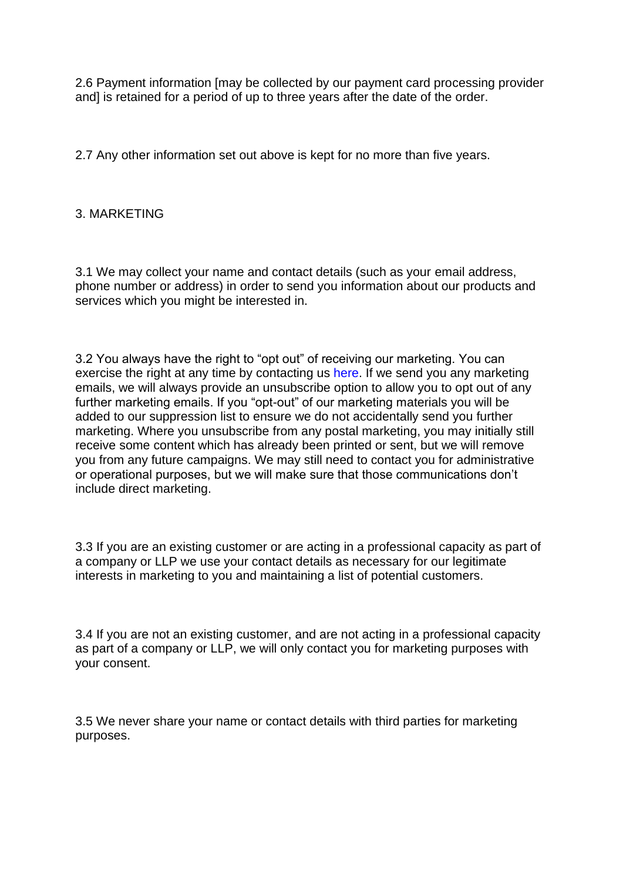2.6 Payment information [may be collected by our payment card processing provider and] is retained for a period of up to three years after the date of the order.

2.7 Any other information set out above is kept for no more than five years.

## 3. MARKETING

3.1 We may collect your name and contact details (such as your email address, phone number or address) in order to send you information about our products and services which you might be interested in.

3.2 You always have the right to "opt out" of receiving our marketing. You can exercise the right at any time by contacting us here. If we send you any marketing emails, we will always provide an unsubscribe option to allow you to opt out of any further marketing emails. If you "opt-out" of our marketing materials you will be added to our suppression list to ensure we do not accidentally send you further marketing. Where you unsubscribe from any postal marketing, you may initially still receive some content which has already been printed or sent, but we will remove you from any future campaigns. We may still need to contact you for administrative or operational purposes, but we will make sure that those communications don't include direct marketing.

3.3 If you are an existing customer or are acting in a professional capacity as part of a company or LLP we use your contact details as necessary for our legitimate interests in marketing to you and maintaining a list of potential customers.

3.4 If you are not an existing customer, and are not acting in a professional capacity as part of a company or LLP, we will only contact you for marketing purposes with your consent.

3.5 We never share your name or contact details with third parties for marketing purposes.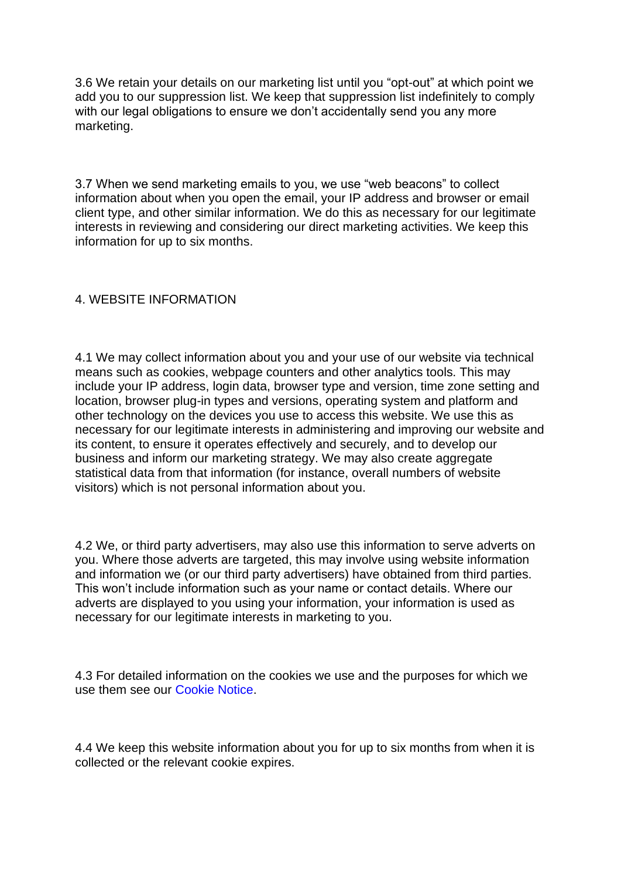3.6 We retain your details on our marketing list until you "opt-out" at which point we add you to our suppression list. We keep that suppression list indefinitely to comply with our legal obligations to ensure we don't accidentally send you any more marketing.

3.7 When we send marketing emails to you, we use "web beacons" to collect information about when you open the email, your IP address and browser or email client type, and other similar information. We do this as necessary for our legitimate interests in reviewing and considering our direct marketing activities. We keep this information for up to six months.

## 4. WEBSITE INFORMATION

4.1 We may collect information about you and your use of our website via technical means such as cookies, webpage counters and other analytics tools. This may include your IP address, login data, browser type and version, time zone setting and location, browser plug-in types and versions, operating system and platform and other technology on the devices you use to access this website. We use this as necessary for our legitimate interests in administering and improving our website and its content, to ensure it operates effectively and securely, and to develop our business and inform our marketing strategy. We may also create aggregate statistical data from that information (for instance, overall numbers of website visitors) which is not personal information about you.

4.2 We, or third party advertisers, may also use this information to serve adverts on you. Where those adverts are targeted, this may involve using website information and information we (or our third party advertisers) have obtained from third parties. This won't include information such as your name or contact details. Where our adverts are displayed to you using your information, your information is used as necessary for our legitimate interests in marketing to you.

4.3 For detailed information on the cookies we use and the purposes for which we use them see our Cookie Notice.

4.4 We keep this website information about you for up to six months from when it is collected or the relevant cookie expires.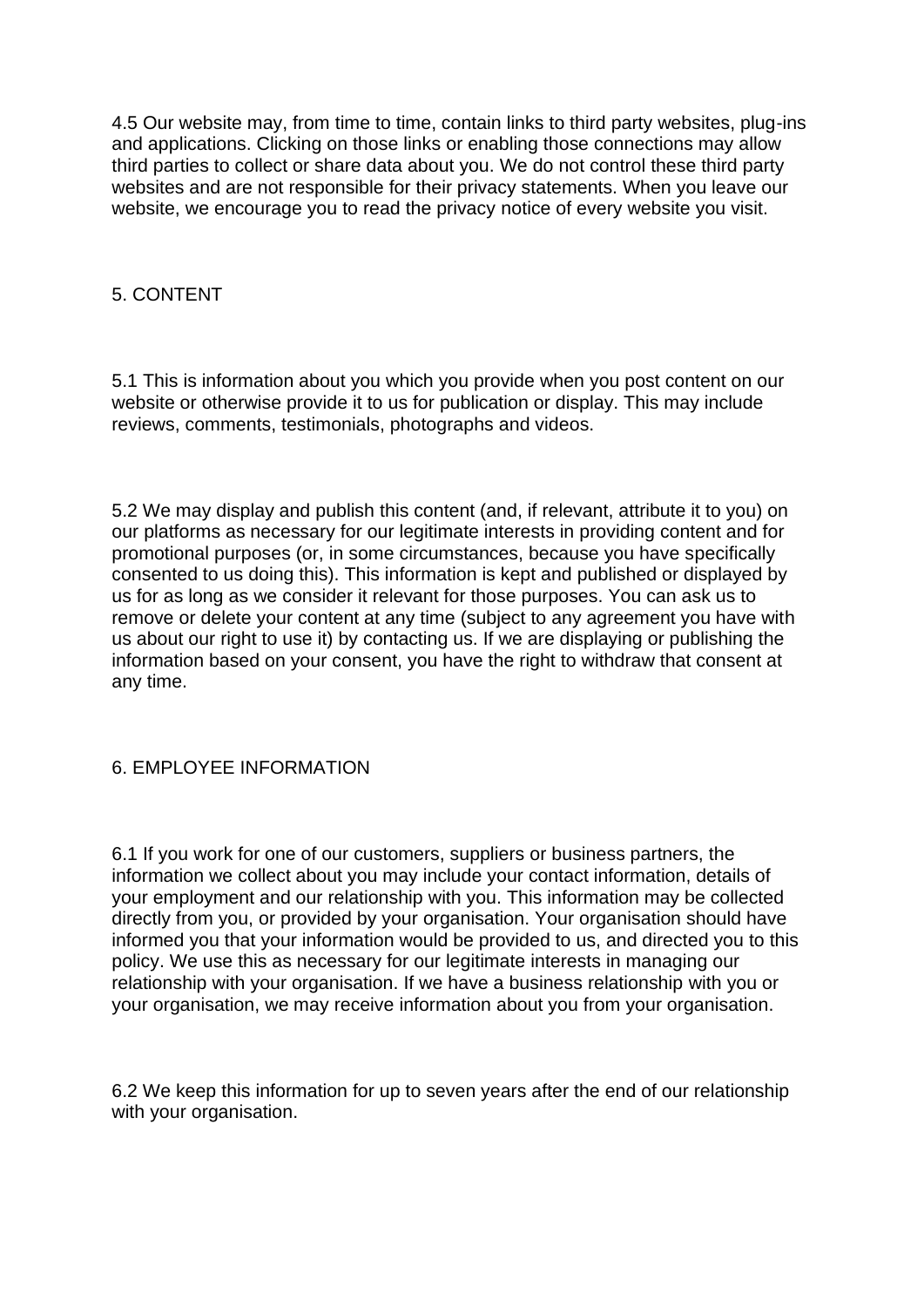4.5 Our website may, from time to time, contain links to third party websites, plug-ins and applications. Clicking on those links or enabling those connections may allow third parties to collect or share data about you. We do not control these third party websites and are not responsible for their privacy statements. When you leave our website, we encourage you to read the privacy notice of every website you visit.

## 5. CONTENT

5.1 This is information about you which you provide when you post content on our website or otherwise provide it to us for publication or display. This may include reviews, comments, testimonials, photographs and videos.

5.2 We may display and publish this content (and, if relevant, attribute it to you) on our platforms as necessary for our legitimate interests in providing content and for promotional purposes (or, in some circumstances, because you have specifically consented to us doing this). This information is kept and published or displayed by us for as long as we consider it relevant for those purposes. You can ask us to remove or delete your content at any time (subject to any agreement you have with us about our right to use it) by contacting us. If we are displaying or publishing the information based on your consent, you have the right to withdraw that consent at any time.

## 6. EMPLOYEE INFORMATION

6.1 If you work for one of our customers, suppliers or business partners, the information we collect about you may include your contact information, details of your employment and our relationship with you. This information may be collected directly from you, or provided by your organisation. Your organisation should have informed you that your information would be provided to us, and directed you to this policy. We use this as necessary for our legitimate interests in managing our relationship with your organisation. If we have a business relationship with you or your organisation, we may receive information about you from your organisation.

6.2 We keep this information for up to seven years after the end of our relationship with your organisation.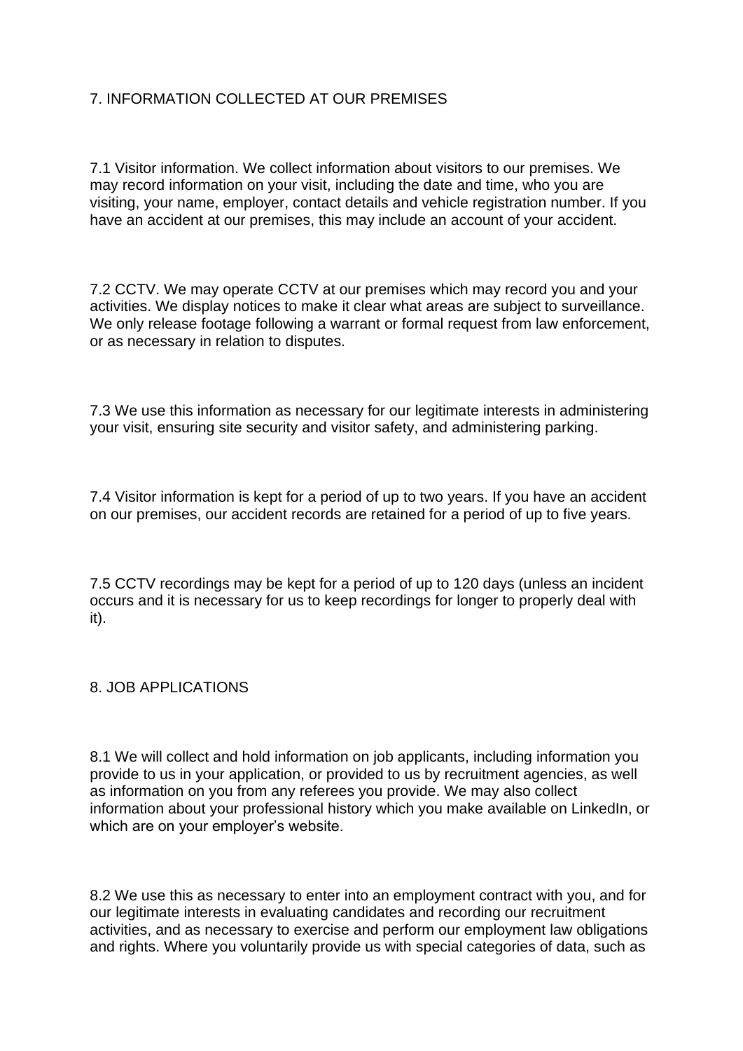## 7. INFORMATION COLLECTED AT OUR PREMISES

7.1 Visitor information. We collect information about visitors to our premises. We may record information on your visit, including the date and time, who you are visiting, your name, employer, contact details and vehicle registration number. If you have an accident at our premises, this may include an account of your accident.

7.2 CCTV. We may operate CCTV at our premises which may record you and your activities. We display notices to make it clear what areas are subject to surveillance. We only release footage following a warrant or formal request from law enforcement, or as necessary in relation to disputes.

7.3 We use this information as necessary for our legitimate interests in administering your visit, ensuring site security and visitor safety, and administering parking.

7.4 Visitor information is kept for a period of up to two years. If you have an accident on our premises, our accident records are retained for a period of up to five years.

7.5 CCTV recordings may be kept for a period of up to 120 days (unless an incident occurs and it is necessary for us to keep recordings for longer to properly deal with it).

## 8. JOB APPLICATIONS

8.1 We will collect and hold information on job applicants, including information you provide to us in your application, or provided to us by recruitment agencies, as well as information on you from any referees you provide. We may also collect information about your professional history which you make available on LinkedIn, or which are on your employer's website.

8.2 We use this as necessary to enter into an employment contract with you, and for our legitimate interests in evaluating candidates and recording our recruitment activities, and as necessary to exercise and perform our employment law obligations and rights. Where you voluntarily provide us with special categories of data, such as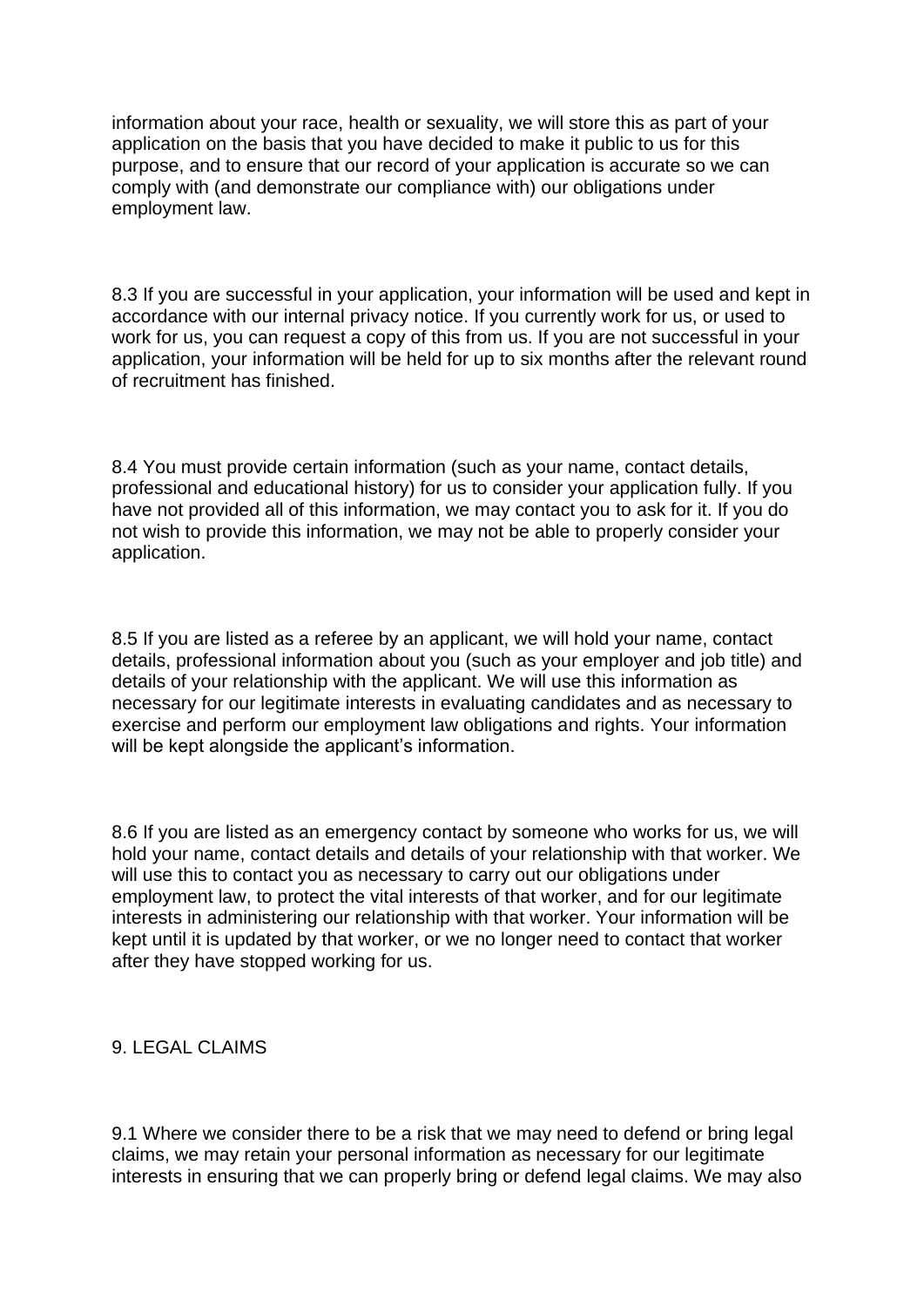information about your race, health or sexuality, we will store this as part of your application on the basis that you have decided to make it public to us for this purpose, and to ensure that our record of your application is accurate so we can comply with (and demonstrate our compliance with) our obligations under employment law.

8.3 If you are successful in your application, your information will be used and kept in accordance with our internal privacy notice. If you currently work for us, or used to work for us, you can request a copy of this from us. If you are not successful in your application, your information will be held for up to six months after the relevant round of recruitment has finished.

8.4 You must provide certain information (such as your name, contact details, professional and educational history) for us to consider your application fully. If you have not provided all of this information, we may contact you to ask for it. If you do not wish to provide this information, we may not be able to properly consider your application.

8.5 If you are listed as a referee by an applicant, we will hold your name, contact details, professional information about you (such as your employer and job title) and details of your relationship with the applicant. We will use this information as necessary for our legitimate interests in evaluating candidates and as necessary to exercise and perform our employment law obligations and rights. Your information will be kept alongside the applicant's information.

8.6 If you are listed as an emergency contact by someone who works for us, we will hold your name, contact details and details of your relationship with that worker. We will use this to contact you as necessary to carry out our obligations under employment law, to protect the vital interests of that worker, and for our legitimate interests in administering our relationship with that worker. Your information will be kept until it is updated by that worker, or we no longer need to contact that worker after they have stopped working for us.

## 9. LEGAL CLAIMS

9.1 Where we consider there to be a risk that we may need to defend or bring legal claims, we may retain your personal information as necessary for our legitimate interests in ensuring that we can properly bring or defend legal claims. We may also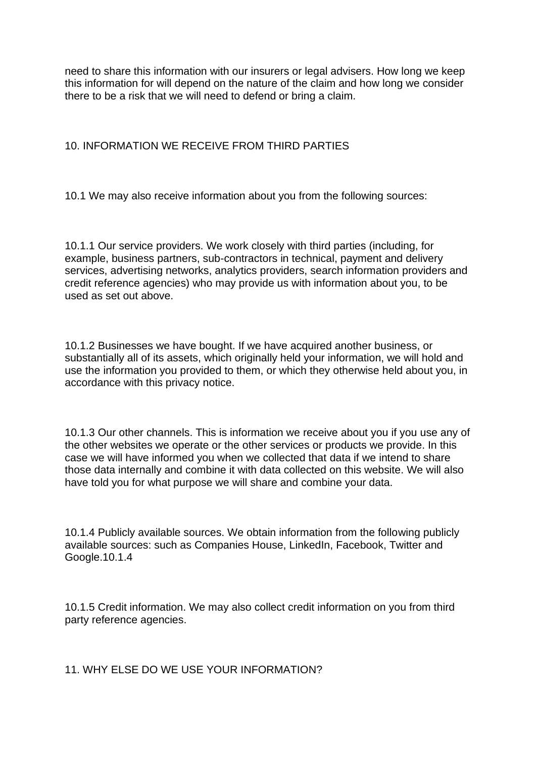need to share this information with our insurers or legal advisers. How long we keep this information for will depend on the nature of the claim and how long we consider there to be a risk that we will need to defend or bring a claim.

## 10. INFORMATION WE RECEIVE FROM THIRD PARTIES

10.1 We may also receive information about you from the following sources:

10.1.1 Our service providers. We work closely with third parties (including, for example, business partners, sub-contractors in technical, payment and delivery services, advertising networks, analytics providers, search information providers and credit reference agencies) who may provide us with information about you, to be used as set out above.

10.1.2 Businesses we have bought. If we have acquired another business, or substantially all of its assets, which originally held your information, we will hold and use the information you provided to them, or which they otherwise held about you, in accordance with this privacy notice.

10.1.3 Our other channels. This is information we receive about you if you use any of the other websites we operate or the other services or products we provide. In this case we will have informed you when we collected that data if we intend to share those data internally and combine it with data collected on this website. We will also have told you for what purpose we will share and combine your data.

10.1.4 Publicly available sources. We obtain information from the following publicly available sources: such as Companies House, LinkedIn, Facebook, Twitter and Google.10.1.4

10.1.5 Credit information. We may also collect credit information on you from third party reference agencies.

## 11. WHY ELSE DO WE USE YOUR INFORMATION?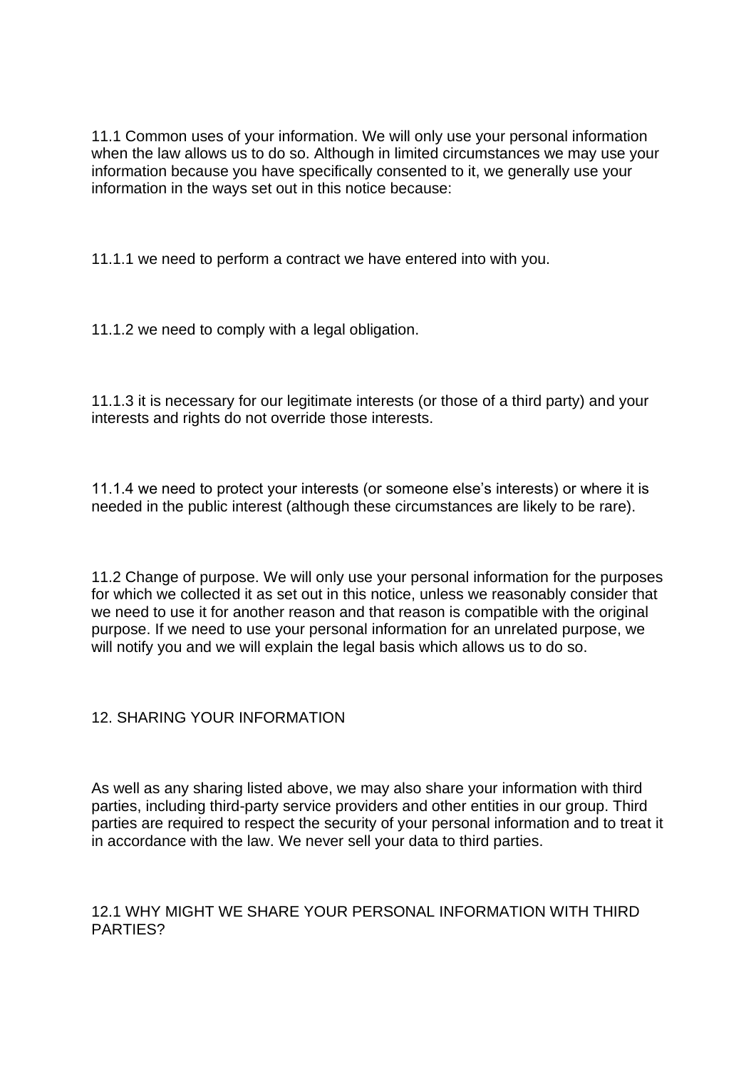11.1 Common uses of your information. We will only use your personal information when the law allows us to do so. Although in limited circumstances we may use your information because you have specifically consented to it, we generally use your information in the ways set out in this notice because:

11.1.1 we need to perform a contract we have entered into with you.

11.1.2 we need to comply with a legal obligation.

11.1.3 it is necessary for our legitimate interests (or those of a third party) and your interests and rights do not override those interests.

11.1.4 we need to protect your interests (or someone else's interests) or where it is needed in the public interest (although these circumstances are likely to be rare).

11.2 Change of purpose. We will only use your personal information for the purposes for which we collected it as set out in this notice, unless we reasonably consider that we need to use it for another reason and that reason is compatible with the original purpose. If we need to use your personal information for an unrelated purpose, we will notify you and we will explain the legal basis which allows us to do so.

## 12. SHARING YOUR INFORMATION

As well as any sharing listed above, we may also share your information with third parties, including third-party service providers and other entities in our group. Third parties are required to respect the security of your personal information and to treat it in accordance with the law. We never sell your data to third parties.

### 12.1 WHY MIGHT WE SHARE YOUR PERSONAL INFORMATION WITH THIRD PARTIES?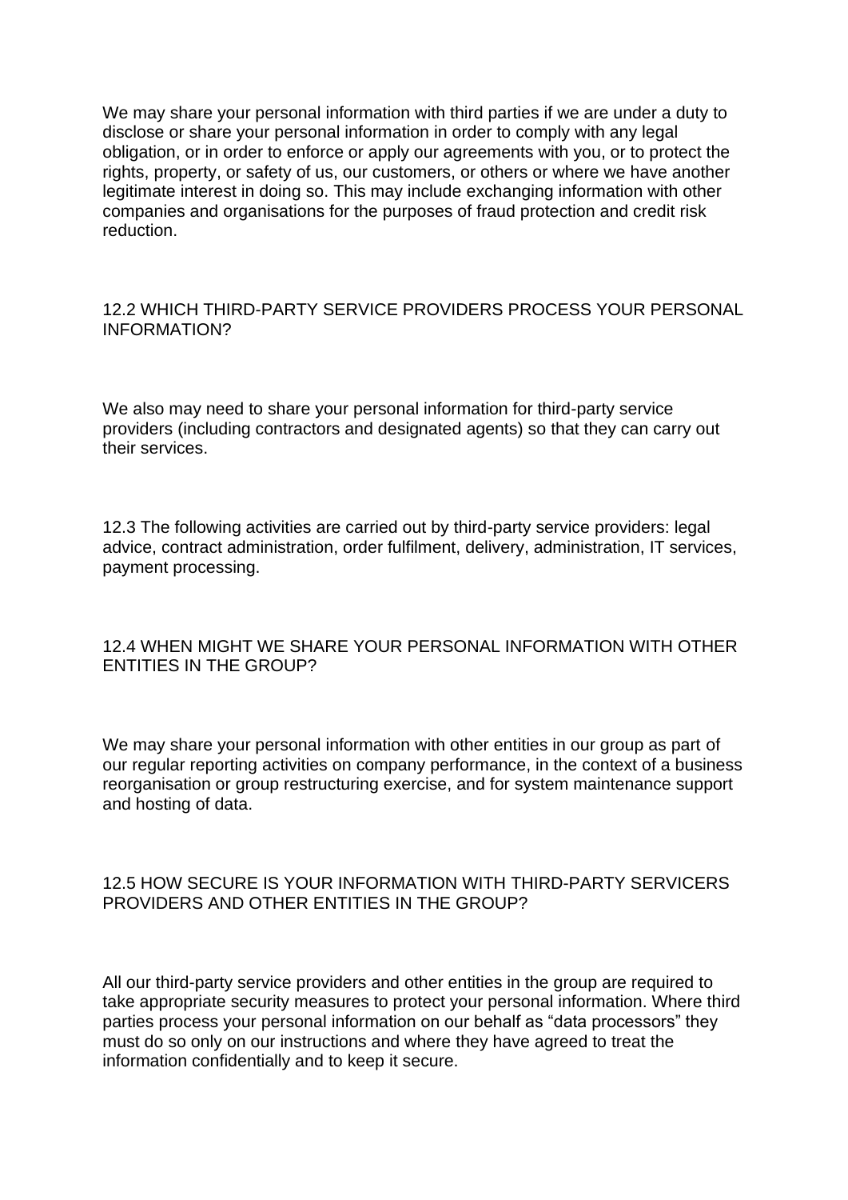We may share your personal information with third parties if we are under a duty to disclose or share your personal information in order to comply with any legal obligation, or in order to enforce or apply our agreements with you, or to protect the rights, property, or safety of us, our customers, or others or where we have another legitimate interest in doing so. This may include exchanging information with other companies and organisations for the purposes of fraud protection and credit risk reduction.

## 12.2 WHICH THIRD-PARTY SERVICE PROVIDERS PROCESS YOUR PERSONAL INFORMATION?

We also may need to share your personal information for third-party service providers (including contractors and designated agents) so that they can carry out their services.

12.3 The following activities are carried out by third-party service providers: legal advice, contract administration, order fulfilment, delivery, administration, IT services, payment processing.

## 12.4 WHEN MIGHT WE SHARE YOUR PERSONAL INFORMATION WITH OTHER ENTITIES IN THE GROUP?

We may share your personal information with other entities in our group as part of our regular reporting activities on company performance, in the context of a business reorganisation or group restructuring exercise, and for system maintenance support and hosting of data.

## 12.5 HOW SECURE IS YOUR INFORMATION WITH THIRD-PARTY SERVICERS PROVIDERS AND OTHER ENTITIES IN THE GROUP?

All our third-party service providers and other entities in the group are required to take appropriate security measures to protect your personal information. Where third parties process your personal information on our behalf as "data processors" they must do so only on our instructions and where they have agreed to treat the information confidentially and to keep it secure.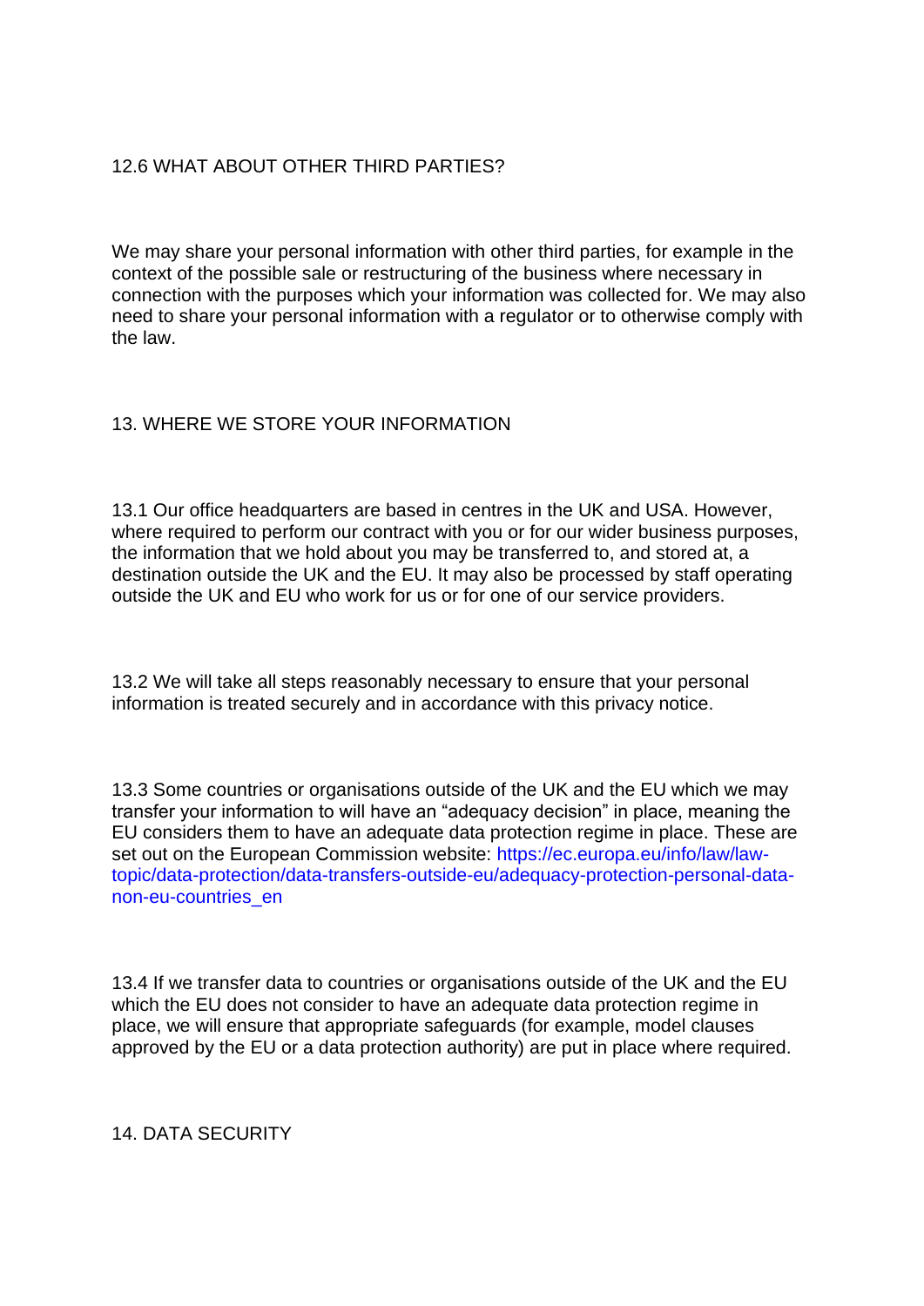### 12.6 WHAT ABOUT OTHER THIRD PARTIES?

We may share your personal information with other third parties, for example in the context of the possible sale or restructuring of the business where necessary in connection with the purposes which your information was collected for. We may also need to share your personal information with a regulator or to otherwise comply with the law.

## 13. WHERE WE STORE YOUR INFORMATION

13.1 Our office headquarters are based in centres in the UK and USA. However, where required to perform our contract with you or for our wider business purposes, the information that we hold about you may be transferred to, and stored at, a destination outside the UK and the EU. It may also be processed by staff operating outside the UK and EU who work for us or for one of our service providers.

13.2 We will take all steps reasonably necessary to ensure that your personal information is treated securely and in accordance with this privacy notice.

13.3 Some countries or organisations outside of the UK and the EU which we may transfer your information to will have an "adequacy decision" in place, meaning the EU considers them to have an adequate data protection regime in place. These are set out on the European Commission website: [https://ec.europa.eu/info/law/law-topic/data-protection/data-transfers-outside-eu/adequacy-protection-personal-data-non-eu-countries_en](https://ec.europa.eu/info/law/law-topic/data-protection/data-transfers-outside-eu/adequacy-protection-personal-data-non-eu-countries_en)

13.4 If we transfer data to countries or organisations outside of the UK and the EU which the EU does not consider to have an adequate data protection regime in place, we will ensure that appropriate safeguards (for example, model clauses approved by the EU or a data protection authority) are put in place where required.

## 14. DATA SECURITY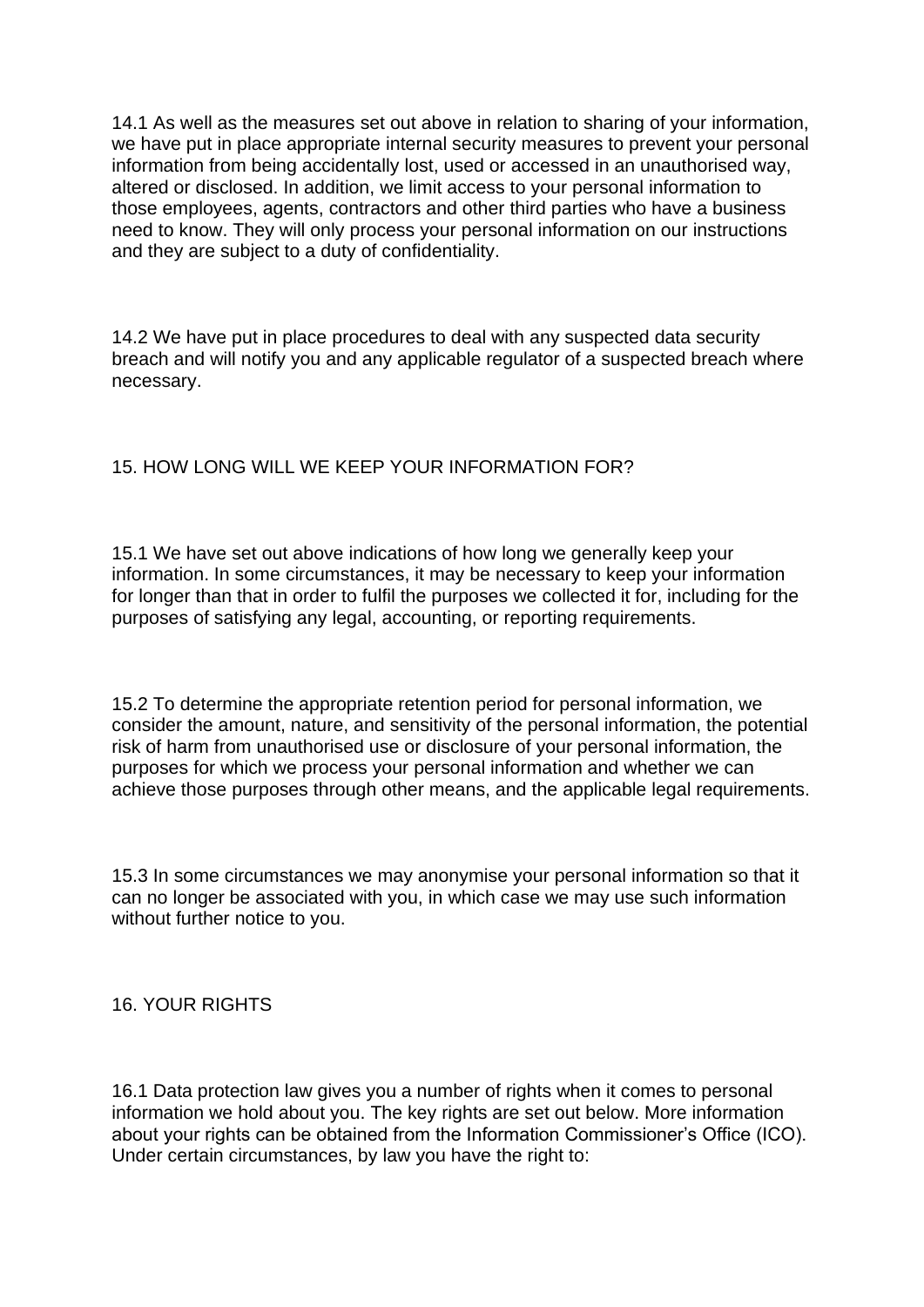14.1 As well as the measures set out above in relation to sharing of your information, we have put in place appropriate internal security measures to prevent your personal information from being accidentally lost, used or accessed in an unauthorised way, altered or disclosed. In addition, we limit access to your personal information to those employees, agents, contractors and other third parties who have a business need to know. They will only process your personal information on our instructions and they are subject to a duty of confidentiality.

14.2 We have put in place procedures to deal with any suspected data security breach and will notify you and any applicable regulator of a suspected breach where necessary.

## 15. HOW LONG WILL WE KEEP YOUR INFORMATION FOR?

15.1 We have set out above indications of how long we generally keep your information. In some circumstances, it may be necessary to keep your information for longer than that in order to fulfil the purposes we collected it for, including for the purposes of satisfying any legal, accounting, or reporting requirements.

15.2 To determine the appropriate retention period for personal information, we consider the amount, nature, and sensitivity of the personal information, the potential risk of harm from unauthorised use or disclosure of your personal information, the purposes for which we process your personal information and whether we can achieve those purposes through other means, and the applicable legal requirements.

15.3 In some circumstances we may anonymise your personal information so that it can no longer be associated with you, in which case we may use such information without further notice to you.

## 16. YOUR RIGHTS

16.1 Data protection law gives you a number of rights when it comes to personal information we hold about you. The key rights are set out below. More information about your rights can be obtained from the Information Commissioner's Office (ICO). Under certain circumstances, by law you have the right to: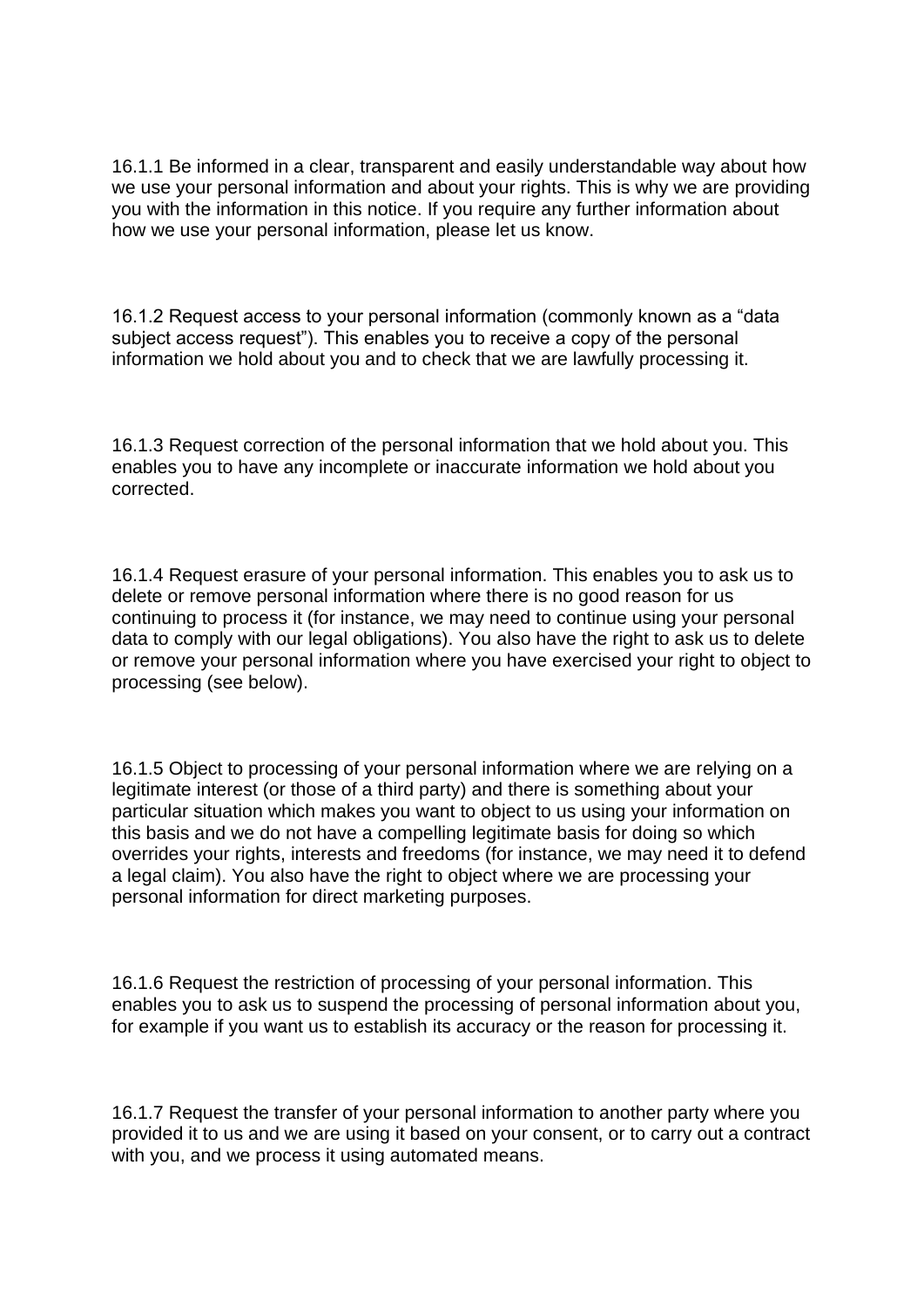16.1.1 Be informed in a clear, transparent and easily understandable way about how we use your personal information and about your rights. This is why we are providing you with the information in this notice. If you require any further information about how we use your personal information, please let us know.

16.1.2 Request access to your personal information (commonly known as a "data subject access request"). This enables you to receive a copy of the personal information we hold about you and to check that we are lawfully processing it.

16.1.3 Request correction of the personal information that we hold about you. This enables you to have any incomplete or inaccurate information we hold about you corrected.

16.1.4 Request erasure of your personal information. This enables you to ask us to delete or remove personal information where there is no good reason for us continuing to process it (for instance, we may need to continue using your personal data to comply with our legal obligations). You also have the right to ask us to delete or remove your personal information where you have exercised your right to object to processing (see below).

16.1.5 Object to processing of your personal information where we are relying on a legitimate interest (or those of a third party) and there is something about your particular situation which makes you want to object to us using your information on this basis and we do not have a compelling legitimate basis for doing so which overrides your rights, interests and freedoms (for instance, we may need it to defend a legal claim). You also have the right to object where we are processing your personal information for direct marketing purposes.

16.1.6 Request the restriction of processing of your personal information. This enables you to ask us to suspend the processing of personal information about you, for example if you want us to establish its accuracy or the reason for processing it.

16.1.7 Request the transfer of your personal information to another party where you provided it to us and we are using it based on your consent, or to carry out a contract with you, and we process it using automated means.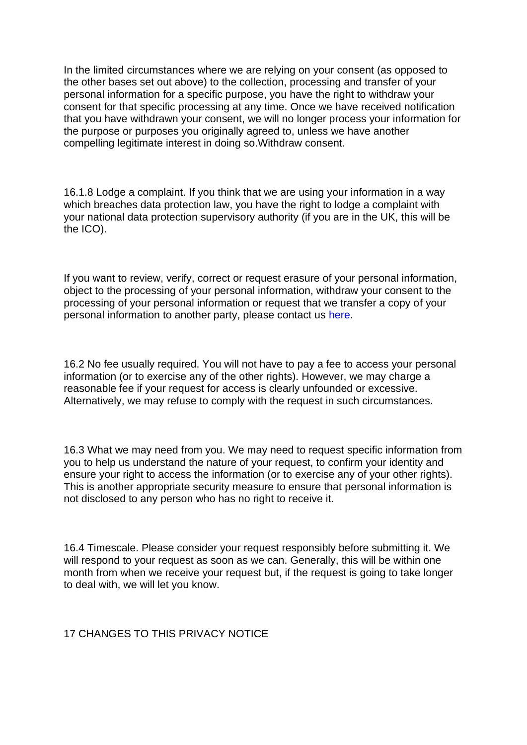In the limited circumstances where we are relying on your consent (as opposed to the other bases set out above) to the collection, processing and transfer of your personal information for a specific purpose, you have the right to withdraw your consent for that specific processing at any time. Once we have received notification that you have withdrawn your consent, we will no longer process your information for the purpose or purposes you originally agreed to, unless we have another compelling legitimate interest in doing so.Withdraw consent.

16.1.8 Lodge a complaint. If you think that we are using your information in a way which breaches data protection law, you have the right to lodge a complaint with your national data protection supervisory authority (if you are in the UK, this will be the ICO).

If you want to review, verify, correct or request erasure of your personal information, object to the processing of your personal information, withdraw your consent to the processing of your personal information or request that we transfer a copy of your personal information to another party, please contact us here.

16.2 No fee usually required. You will not have to pay a fee to access your personal information (or to exercise any of the other rights). However, we may charge a reasonable fee if your request for access is clearly unfounded or excessive. Alternatively, we may refuse to comply with the request in such circumstances.

16.3 What we may need from you. We may need to request specific information from you to help us understand the nature of your request, to confirm your identity and ensure your right to access the information (or to exercise any of your other rights). This is another appropriate security measure to ensure that personal information is not disclosed to any person who has no right to receive it.

16.4 Timescale. Please consider your request responsibly before submitting it. We will respond to your request as soon as we can. Generally, this will be within one month from when we receive your request but, if the request is going to take longer to deal with, we will let you know.

## 17 CHANGES TO THIS PRIVACY NOTICE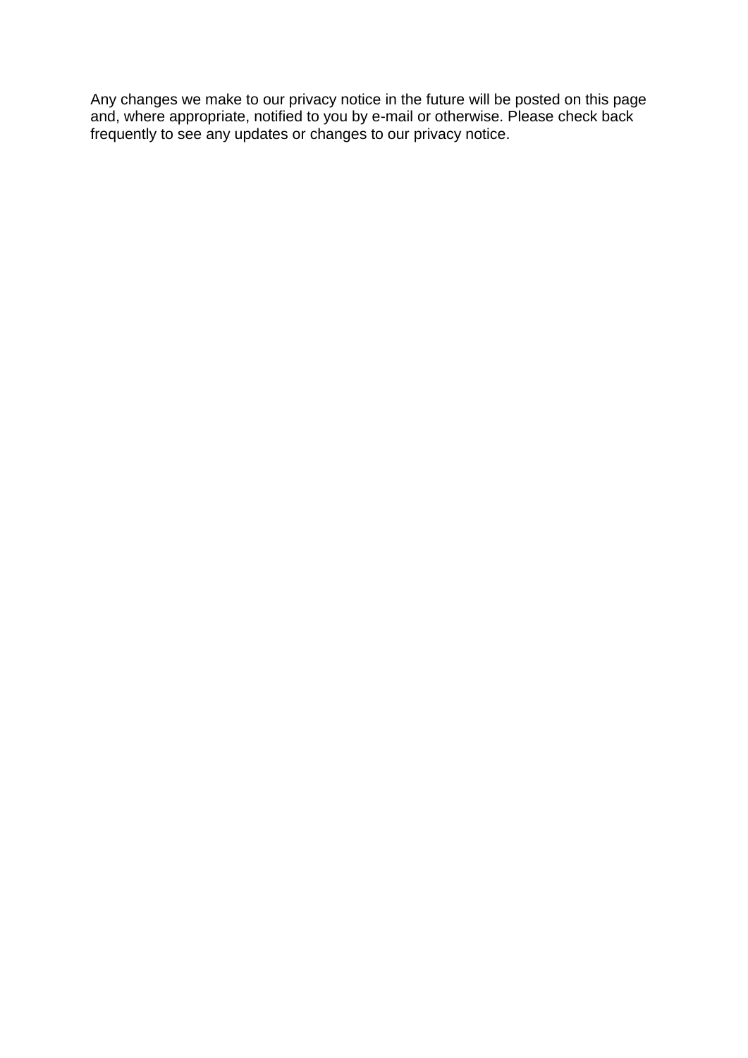Any changes we make to our privacy notice in the future will be posted on this page and, where appropriate, notified to you by e-mail or otherwise. Please check back frequently to see any updates or changes to our privacy notice.